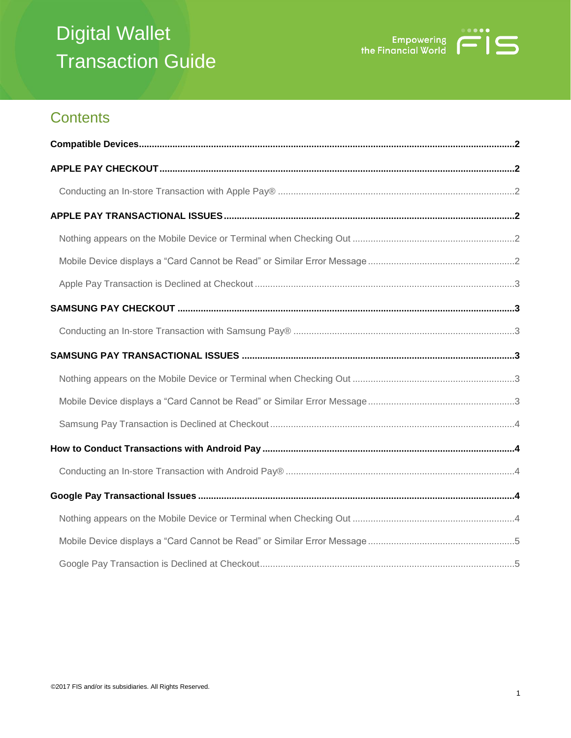# Digital Wallet Transaction Guide

Empowering the Financial World FIS

## Contents

**Compatible Devices** .......... **2**

**APPLE PAY CHECKOUT** .......... **2**

- Conducting an In-store Transaction with Apple Pay® .......... 2

**APPLE PAY TRANSACTIONAL ISSUES** .......... **2**

- Nothing appears on the Mobile Device or Terminal when Checking Out .......... 2
- Mobile Device displays a “Card Cannot be Read” or Similar Error Message .......... 2
- Apple Pay Transaction is Declined at Checkout .......... 3

**SAMSUNG PAY CHECKOUT** .......... **3**

- Conducting an In-store Transaction with Samsung Pay® .......... 3

**SAMSUNG PAY TRANSACTIONAL ISSUES** .......... **3**

- Nothing appears on the Mobile Device or Terminal when Checking Out .......... 3
- Mobile Device displays a “Card Cannot be Read” or Similar Error Message .......... 3
- Samsung Pay Transaction is Declined at Checkout .......... 4

**How to Conduct Transactions with Android Pay** .......... **4**

- Conducting an In-store Transaction with Android Pay® .......... 4

**Google Pay Transactional Issues** .......... **4**

- Nothing appears on the Mobile Device or Terminal when Checking Out .......... 4
- Mobile Device displays a “Card Cannot be Read” or Similar Error Message .......... 5
- Google Pay Transaction is Declined at Checkout .......... 5

©2017 FIS and/or its subsidiaries. All Rights Reserved.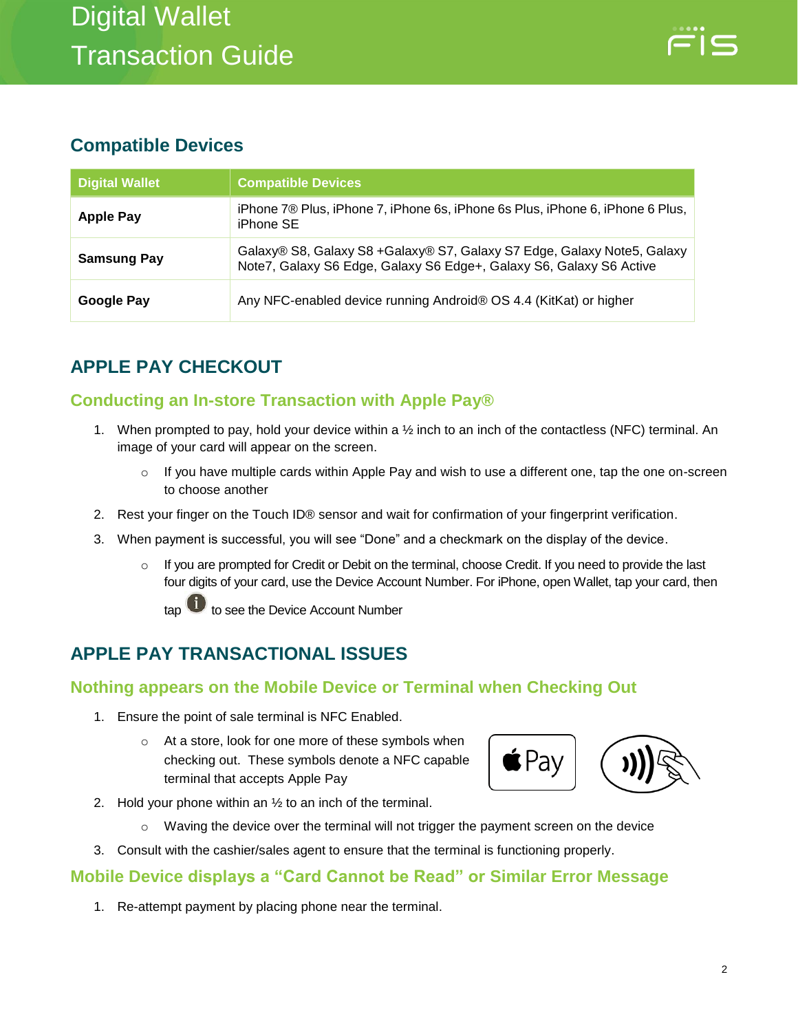## Compatible Devices

| Digital Wallet | Compatible Devices |
| --- | --- |
| **Apple Pay** | iPhone 7® Plus, iPhone 7, iPhone 6s, iPhone 6s Plus, iPhone 6, iPhone 6 Plus, iPhone SE |
| **Samsung Pay** | Galaxy® S8, Galaxy S8 +Galaxy® S7, Galaxy S7 Edge, Galaxy Note5, Galaxy Note7, Galaxy S6 Edge, Galaxy S6 Edge+, Galaxy S6, Galaxy S6 Active |
| **Google Pay** | Any NFC-enabled device running Android® OS 4.4 (KitKat) or higher |

## APPLE PAY CHECKOUT

### Conducting an In-store Transaction with Apple Pay®

1. When prompted to pay, hold your device within a ½ inch to an inch of the contactless (NFC) terminal. An image of your card will appear on the screen.
   - If you have multiple cards within Apple Pay and wish to use a different one, tap the one on-screen to choose another
2. Rest your finger on the Touch ID® sensor and wait for confirmation of your fingerprint verification.
3. When payment is successful, you will see "Done" and a checkmark on the display of the device.
   - If you are prompted for Credit or Debit on the terminal, choose Credit. If you need to provide the last four digits of your card, use the Device Account Number. For iPhone, open Wallet, tap your card, then tap ⓘ to see the Device Account Number

## APPLE PAY TRANSACTIONAL ISSUES

### Nothing appears on the Mobile Device or Terminal when Checking Out

1. Ensure the point of sale terminal is NFC Enabled.
   - At a store, look for one more of these symbols when checking out. These symbols denote a NFC capable terminal that accepts Apple Pay
2. Hold your phone within an ½ to an inch of the terminal.
   - Waving the device over the terminal will not trigger the payment screen on the device
3. Consult with the cashier/sales agent to ensure that the terminal is functioning properly.

### Mobile Device displays a "Card Cannot be Read" or Similar Error Message

1. Re-attempt payment by placing phone near the terminal.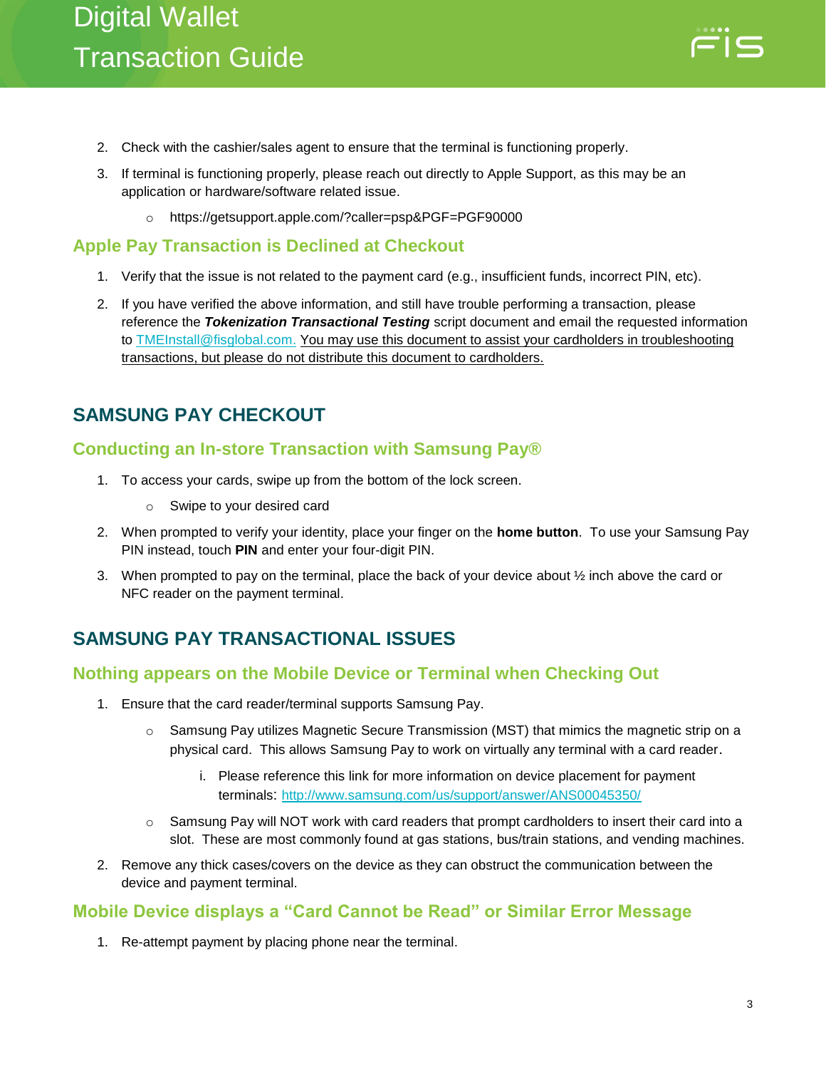2. Check with the cashier/sales agent to ensure that the terminal is functioning properly.
3. If terminal is functioning properly, please reach out directly to Apple Support, as this may be an application or hardware/software related issue.
   - https://getsupport.apple.com/?caller=psp&PGF=PGF90000

### Apple Pay Transaction is Declined at Checkout

1. Verify that the issue is not related to the payment card (e.g., insufficient funds, incorrect PIN, etc).
2. If you have verified the above information, and still have trouble performing a transaction, please reference the ***Tokenization Transactional Testing*** script document and email the requested information to TMEInstall@fisglobal.com. You may use this document to assist your cardholders in troubleshooting transactions, but please do not distribute this document to cardholders.

## SAMSUNG PAY CHECKOUT

### Conducting an In-store Transaction with Samsung Pay®

1. To access your cards, swipe up from the bottom of the lock screen.
   - Swipe to your desired card
2. When prompted to verify your identity, place your finger on the **home button**. To use your Samsung Pay PIN instead, touch **PIN** and enter your four-digit PIN.
3. When prompted to pay on the terminal, place the back of your device about ½ inch above the card or NFC reader on the payment terminal.

## SAMSUNG PAY TRANSACTIONAL ISSUES

### Nothing appears on the Mobile Device or Terminal when Checking Out

1. Ensure that the card reader/terminal supports Samsung Pay.
   - Samsung Pay utilizes Magnetic Secure Transmission (MST) that mimics the magnetic strip on a physical card. This allows Samsung Pay to work on virtually any terminal with a card reader.
     i. Please reference this link for more information on device placement for payment terminals: http://www.samsung.com/us/support/answer/ANS00045350/
   - Samsung Pay will NOT work with card readers that prompt cardholders to insert their card into a slot. These are most commonly found at gas stations, bus/train stations, and vending machines.
2. Remove any thick cases/covers on the device as they can obstruct the communication between the device and payment terminal.

### Mobile Device displays a "Card Cannot be Read" or Similar Error Message

1. Re-attempt payment by placing phone near the terminal.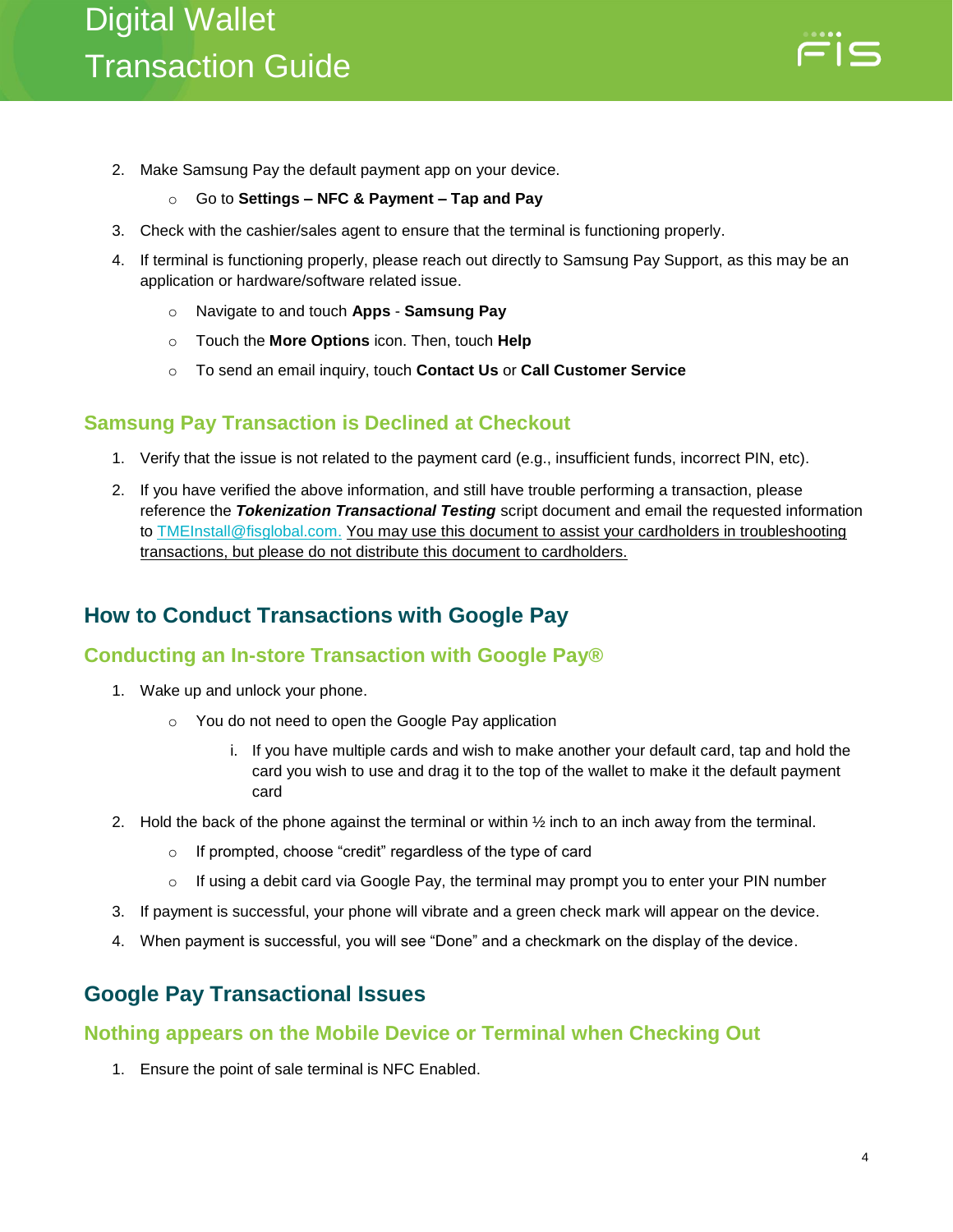2. Make Samsung Pay the default payment app on your device.
   - Go to **Settings – NFC & Payment – Tap and Pay**
3. Check with the cashier/sales agent to ensure that the terminal is functioning properly.
4. If terminal is functioning properly, please reach out directly to Samsung Pay Support, as this may be an application or hardware/software related issue.
   - Navigate to and touch **Apps** - **Samsung Pay**
   - Touch the **More Options** icon. Then, touch **Help**
   - To send an email inquiry, touch **Contact Us** or **Call Customer Service**

### Samsung Pay Transaction is Declined at Checkout

1. Verify that the issue is not related to the payment card (e.g., insufficient funds, incorrect PIN, etc).
2. If you have verified the above information, and still have trouble performing a transaction, please reference the ***Tokenization Transactional Testing*** script document and email the requested information to TMEInstall@fisglobal.com. <u>You may use this document to assist your cardholders in troubleshooting transactions, but please do not distribute this document to cardholders.</u>

## How to Conduct Transactions with Google Pay

### Conducting an In-store Transaction with Google Pay®

1. Wake up and unlock your phone.
   - You do not need to open the Google Pay application
     i. If you have multiple cards and wish to make another your default card, tap and hold the card you wish to use and drag it to the top of the wallet to make it the default payment card
2. Hold the back of the phone against the terminal or within ½ inch to an inch away from the terminal.
   - If prompted, choose “credit” regardless of the type of card
   - If using a debit card via Google Pay, the terminal may prompt you to enter your PIN number
3. If payment is successful, your phone will vibrate and a green check mark will appear on the device.
4. When payment is successful, you will see “Done” and a checkmark on the display of the device.

## Google Pay Transactional Issues

### Nothing appears on the Mobile Device or Terminal when Checking Out

1. Ensure the point of sale terminal is NFC Enabled.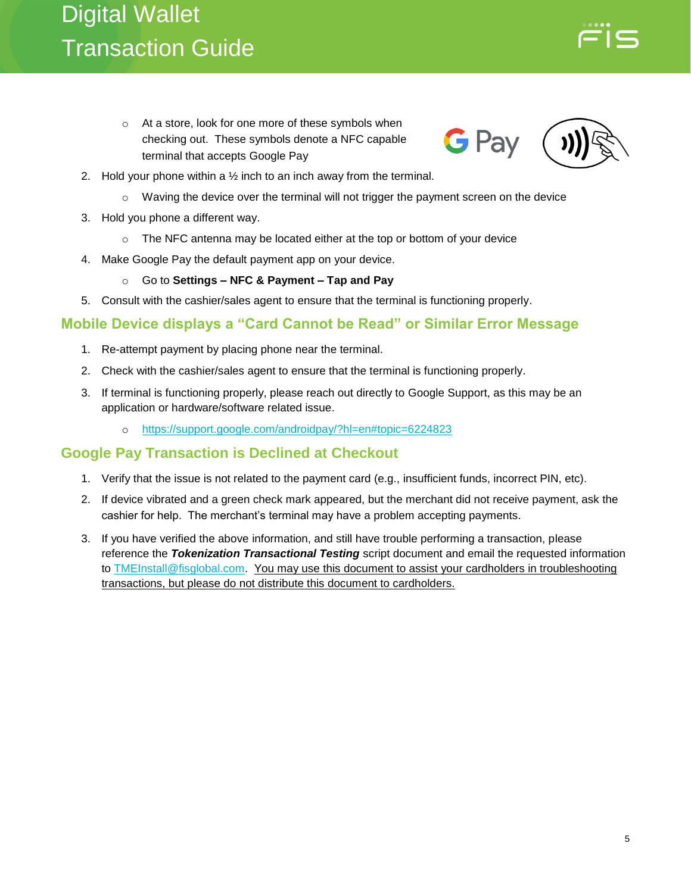- At a store, look for one more of these symbols when checking out. These symbols denote a NFC capable terminal that accepts Google Pay

2. Hold your phone within a ½ inch to an inch away from the terminal.
   - Waving the device over the terminal will not trigger the payment screen on the device
3. Hold you phone a different way.
   - The NFC antenna may be located either at the top or bottom of your device
4. Make Google Pay the default payment app on your device.
   - Go to **Settings – NFC & Payment – Tap and Pay**
5. Consult with the cashier/sales agent to ensure that the terminal is functioning properly.

## Mobile Device displays a "Card Cannot be Read" or Similar Error Message

1. Re-attempt payment by placing phone near the terminal.
2. Check with the cashier/sales agent to ensure that the terminal is functioning properly.
3. If terminal is functioning properly, please reach out directly to Google Support, as this may be an application or hardware/software related issue.
   - https://support.google.com/androidpay/?hl=en#topic=6224823

## Google Pay Transaction is Declined at Checkout

1. Verify that the issue is not related to the payment card (e.g., insufficient funds, incorrect PIN, etc).
2. If device vibrated and a green check mark appeared, but the merchant did not receive payment, ask the cashier for help. The merchant's terminal may have a problem accepting payments.
3. If you have verified the above information, and still have trouble performing a transaction, please reference the ***Tokenization Transactional Testing*** script document and email the requested information to TMEInstall@fisglobal.com. <u>You may use this document to assist your cardholders in troubleshooting transactions, but please do not distribute this document to cardholders.</u>